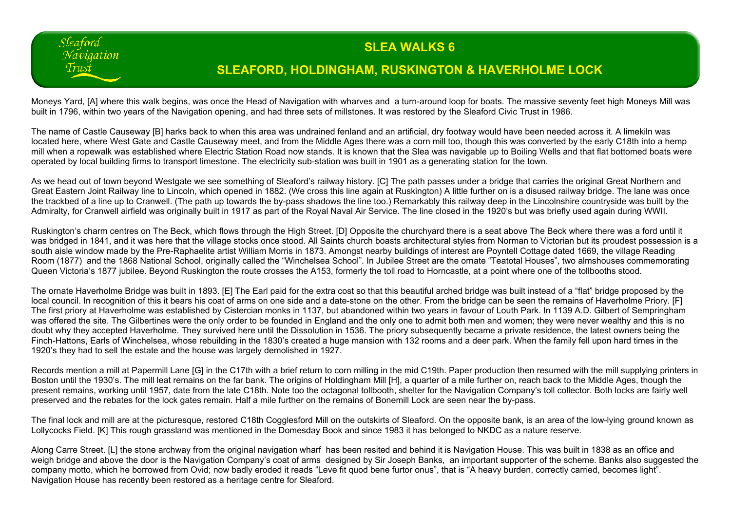Sleaford Navigation Trust

# SLEA WALKS 6

## SLEAFORD, HOLDINGHAM, RUSKINGTON & HAVERHOLME LOCK

Moneys Yard, [A] where this walk begins, was once the Head of Navigation with wharves and a turn-around loop for boats. The massive seventy feet high Moneys Mill was built in 1796, within two years of the Navigation opening, and had three sets of millstones. It was restored by the Sleaford Civic Trust in 1986.

The name of Castle Causeway [B] harks back to when this area was undrained fenland and an artificial, dry footway would have been needed across it. A limekiln was located here, where West Gate and Castle Causeway meet, and from the Middle Ages there was a corn mill too, though this was converted by the early C18th into a hemp mill when a ropewalk was established where Electric Station Road now stands. It is known that the Slea was navigable up to Boiling Wells and that flat bottomed boats were operated by local building firms to transport limestone. The electricity sub-station was built in 1901 as a generating station for the town.

As we head out of town beyond Westgate we see something of Sleaford's railway history. [C] The path passes under a bridge that carries the original Great Northern and Great Eastern Joint Railway line to Lincoln, which opened in 1882. (We cross this line again at Ruskington) A little further on is a disused railway bridge. The lane was once the trackbed of a line up to Cranwell. (The path up towards the by-pass shadows the line too.) Remarkably this railway deep in the Lincolnshire countryside was built by the Admiralty, for Cranwell airfield was originally built in 1917 as part of the Royal Naval Air Service. The line closed in the 1920's but was briefly used again during WWII.

Ruskington's charm centres on The Beck, which flows through the High Street. [D] Opposite the churchyard there is a seat above The Beck where there was a ford until it was bridged in 1841, and it was here that the village stocks once stood. All Saints church boasts architectural styles from Norman to Victorian but its proudest possession is a south aisle window made by the Pre-Raphaelite artist William Morris in 1873. Amongst nearby buildings of interest are Poyntell Cottage dated 1669, the village Reading Room (1877) and the 1868 National School, originally called the "Winchelsea School". In Jubilee Street are the ornate "Teatotal Houses", two almshouses commemorating Queen Victoria's 1877 jubilee. Beyond Ruskington the route crosses the A153, formerly the toll road to Horncastle, at a point where one of the tollbooths stood.

The ornate Haverholme Bridge was built in 1893. [E] The Earl paid for the extra cost so that this beautiful arched bridge was built instead of a "flat" bridge proposed by the local council. In recognition of this it bears his coat of arms on one side and a date-stone on the other. From the bridge can be seen the remains of Haverholme Priory. [F] The first priory at Haverholme was established by Cistercian monks in 1137, but abandoned within two years in favour of Louth Park. In 1139 A.D. Gilbert of Sempringham was offered the site. The Gilbertines were the only order to be founded in England and the only one to admit both men and women; they were never wealthy and this is no doubt why they accepted Haverholme. They survived here until the Dissolution in 1536. The priory subsequently became a private residence, the latest owners being the Finch-Hattons, Earls of Winchelsea, whose rebuilding in the 1830's created a huge mansion with 132 rooms and a deer park. When the family fell upon hard times in the 1920's they had to sell the estate and the house was largely demolished in 1927.

Records mention a mill at Papermill Lane [G] in the C17th with a brief return to corn milling in the mid C19th. Paper production then resumed with the mill supplying printers in Boston until the 1930's. The mill leat remains on the far bank. The origins of Holdingham Mill [H], a quarter of a mile further on, reach back to the Middle Ages, though the present remains, working until 1957, date from the late C18th. Note too the octagonal tollbooth, shelter for the Navigation Company's toll collector. Both locks are fairly well preserved and the rebates for the lock gates remain. Half a mile further on the remains of Bonemill Lock are seen near the by-pass.

The final lock and mill are at the picturesque, restored C18th Cogglesford Mill on the outskirts of Sleaford. On the opposite bank, is an area of the low-lying ground known as Lollycocks Field. [K] This rough grassland was mentioned in the Domesday Book and since 1983 it has belonged to NKDC as a nature reserve.

Along Carre Street. [L] the stone archway from the original navigation wharf has been resited and behind it is Navigation House. This was built in 1838 as an office and weigh bridge and above the door is the Navigation Company's coat of arms designed by Sir Joseph Banks, an important supporter of the scheme. Banks also suggested the company motto, which he borrowed from Ovid; now badly eroded it reads "Leve fit quod bene furtor onus", that is "A heavy burden, correctly carried, becomes light". Navigation House has recently been restored as a heritage centre for Sleaford.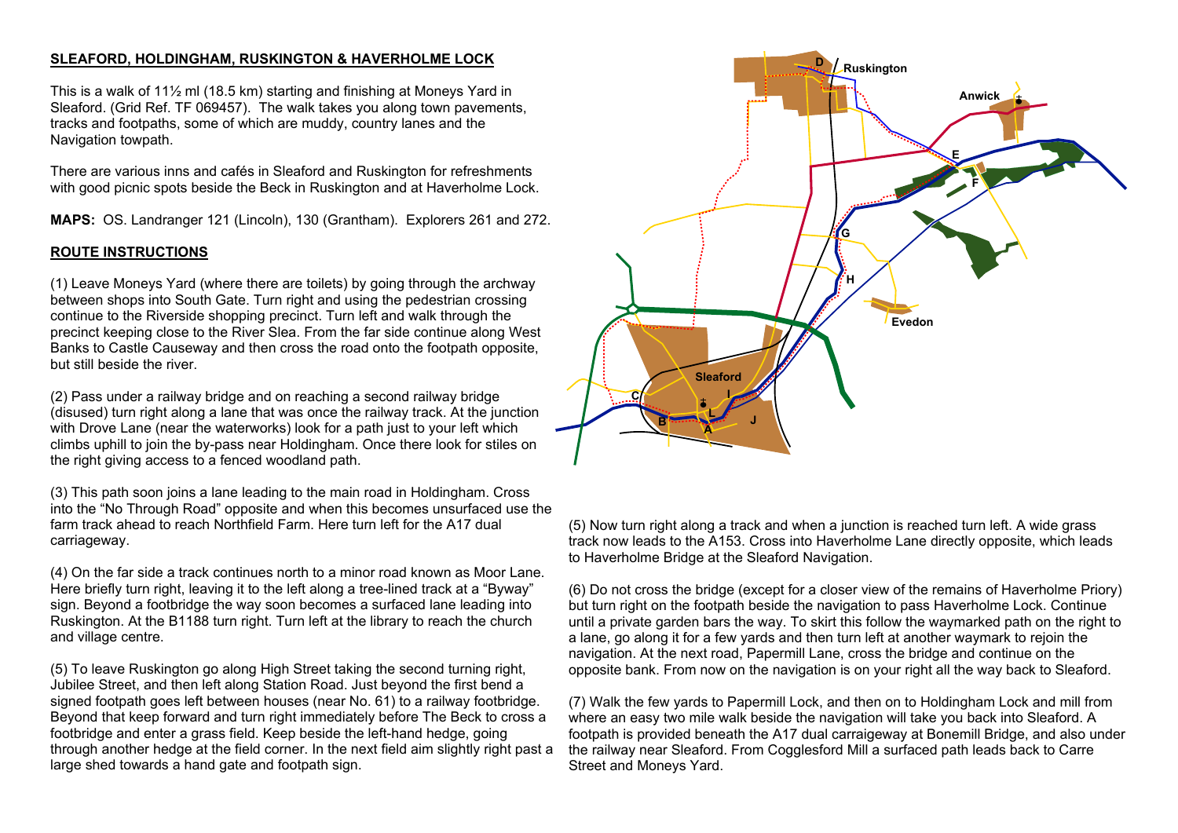## SLEAFORD, HOLDINGHAM, RUSKINGTON & HAVERHOLME LOCK

This is a walk of 11½ ml (18.5 km) starting and finishing at Moneys Yard in Sleaford. (Grid Ref. TF 069457). The walk takes you along town pavements, tracks and footpaths, some of which are muddy, country lanes and the Navigation towpath.

There are various inns and cafés in Sleaford and Ruskington for refreshments with good picnic spots beside the Beck in Ruskington and at Haverholme Lock.

**MAPS:** OS. Landranger 121 (Lincoln), 130 (Grantham). Explorers 261 and 272.

### ROUTE INSTRUCTIONS

(1) Leave Moneys Yard (where there are toilets) by going through the archway between shops into South Gate. Turn right and using the pedestrian crossing continue to the Riverside shopping precinct. Turn left and walk through the precinct keeping close to the River Slea. From the far side continue along West Banks to Castle Causeway and then cross the road onto the footpath opposite, but still beside the river.

(2) Pass under a railway bridge and on reaching a second railway bridge (disused) turn right along a lane that was once the railway track. At the junction with Drove Lane (near the waterworks) look for a path just to your left which climbs uphill to join the by-pass near Holdingham. Once there look for stiles on the right giving access to a fenced woodland path.

(3) This path soon joins a lane leading to the main road in Holdingham. Cross into the "No Through Road" opposite and when this becomes unsurfaced use the farm track ahead to reach Northfield Farm. Here turn left for the A17 dual carriageway.

(4) On the far side a track continues north to a minor road known as Moor Lane. Here briefly turn right, leaving it to the left along a tree-lined track at a "Byway" sign. Beyond a footbridge the way soon becomes a surfaced lane leading into Ruskington. At the B1188 turn right. Turn left at the library to reach the church and village centre.

(5) To leave Ruskington go along High Street taking the second turning right, Jubilee Street, and then left along Station Road. Just beyond the first bend a signed footpath goes left between houses (near No. 61) to a railway footbridge. Beyond that keep forward and turn right immediately before The Beck to cross a footbridge and enter a grass field. Keep beside the left-hand hedge, going through another hedge at the field corner. In the next field aim slightly right past a large shed towards a hand gate and footpath sign.

Ruskington
Anwick
Evedon
Sleaford
A B C D E F G H I J L

(5) Now turn right along a track and when a junction is reached turn left. A wide grass track now leads to the A153. Cross into Haverholme Lane directly opposite, which leads to Haverholme Bridge at the Sleaford Navigation.

(6) Do not cross the bridge (except for a closer view of the remains of Haverholme Priory) but turn right on the footpath beside the navigation to pass Haverholme Lock. Continue until a private garden bars the way. To skirt this follow the waymarked path on the right to a lane, go along it for a few yards and then turn left at another waymark to rejoin the navigation. At the next road, Papermill Lane, cross the bridge and continue on the opposite bank. From now on the navigation is on your right all the way back to Sleaford.

(7) Walk the few yards to Papermill Lock, and then on to Holdingham Lock and mill from where an easy two mile walk beside the navigation will take you back into Sleaford. A footpath is provided beneath the A17 dual carraigeway at Bonemill Bridge, and also under the railway near Sleaford. From Cogglesford Mill a surfaced path leads back to Carre Street and Moneys Yard.